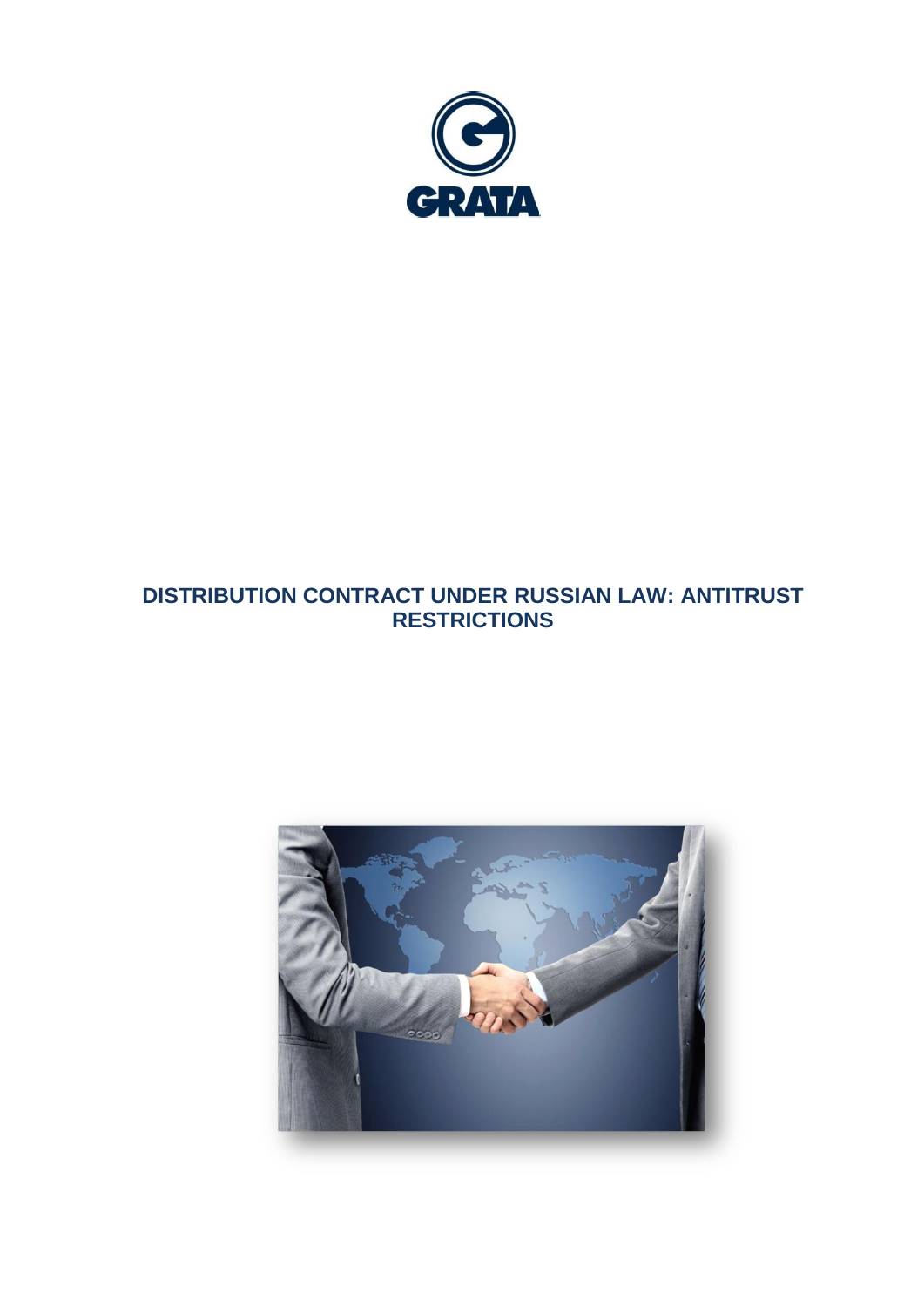GRATA

# DISTRIBUTION CONTRACT UNDER RUSSIAN LAW: ANTITRUST RESTRICTIONS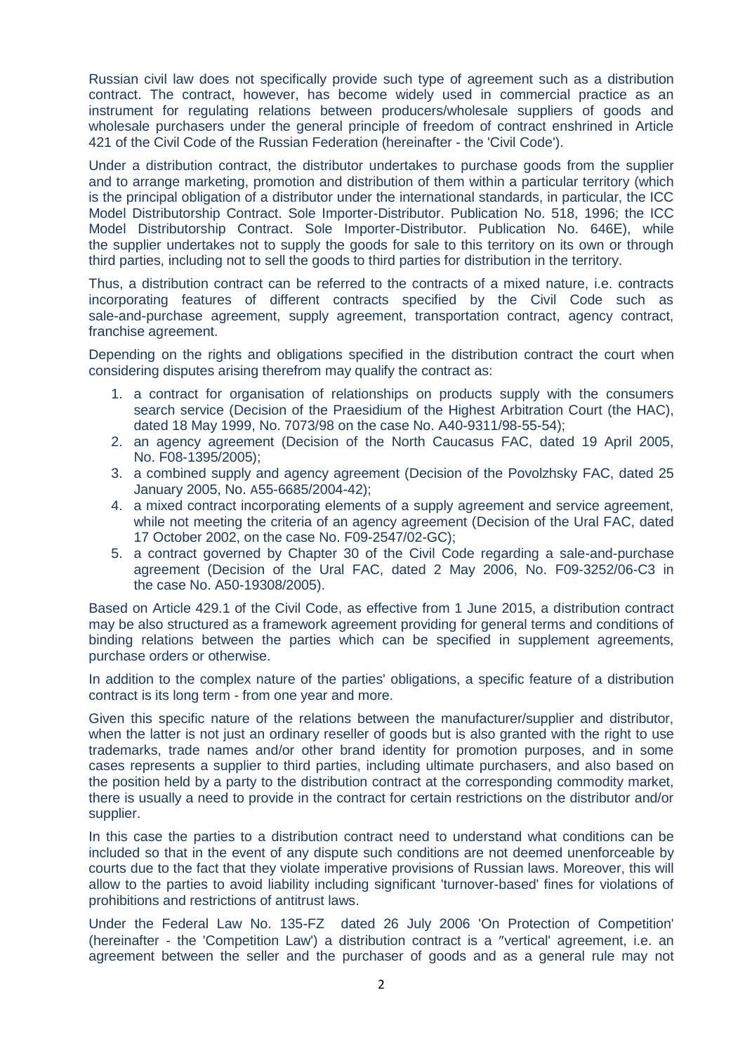Russian civil law does not specifically provide such type of agreement such as a distribution contract. The contract, however, has become widely used in commercial practice as an instrument for regulating relations between producers/wholesale suppliers of goods and wholesale purchasers under the general principle of freedom of contract enshrined in Article 421 of the Civil Code of the Russian Federation (hereinafter - the 'Civil Code').

Under a distribution contract, the distributor undertakes to purchase goods from the supplier and to arrange marketing, promotion and distribution of them within a particular territory (which is the principal obligation of a distributor under the international standards, in particular, the ICC Model Distributorship Contract. Sole Importer-Distributor. Publication No. 518, 1996; the ICC Model Distributorship Contract. Sole Importer-Distributor. Publication No. 646E), while the supplier undertakes not to supply the goods for sale to this territory on its own or through third parties, including not to sell the goods to third parties for distribution in the territory.

Thus, a distribution contract can be referred to the contracts of a mixed nature, i.e. contracts incorporating features of different contracts specified by the Civil Code such as sale-and-purchase agreement, supply agreement, transportation contract, agency contract, franchise agreement.

Depending on the rights and obligations specified in the distribution contract the court when considering disputes arising therefrom may qualify the contract as:

1. a contract for organisation of relationships on products supply with the consumers search service (Decision of the Praesidium of the Highest Arbitration Court (the HAC), dated 18 May 1999, No. 7073/98 on the case No. A40-9311/98-55-54);
2. an agency agreement (Decision of the North Caucasus FAC, dated 19 April 2005, No. F08-1395/2005);
3. a combined supply and agency agreement (Decision of the Povolzhsky FAC, dated 25 January 2005, No. A55-6685/2004-42);
4. a mixed contract incorporating elements of a supply agreement and service agreement, while not meeting the criteria of an agency agreement (Decision of the Ural FAC, dated 17 October 2002, on the case No. F09-2547/02-GC);
5. a contract governed by Chapter 30 of the Civil Code regarding a sale-and-purchase agreement (Decision of the Ural FAC, dated 2 May 2006, No. F09-3252/06-C3 in the case No. A50-19308/2005).

Based on Article 429.1 of the Civil Code, as effective from 1 June 2015, a distribution contract may be also structured as a framework agreement providing for general terms and conditions of binding relations between the parties which can be specified in supplement agreements, purchase orders or otherwise.

In addition to the complex nature of the parties' obligations, a specific feature of a distribution contract is its long term - from one year and more.

Given this specific nature of the relations between the manufacturer/supplier and distributor, when the latter is not just an ordinary reseller of goods but is also granted with the right to use trademarks, trade names and/or other brand identity for promotion purposes, and in some cases represents a supplier to third parties, including ultimate purchasers, and also based on the position held by a party to the distribution contract at the corresponding commodity market, there is usually a need to provide in the contract for certain restrictions on the distributor and/or supplier.

In this case the parties to a distribution contract need to understand what conditions can be included so that in the event of any dispute such conditions are not deemed unenforceable by courts due to the fact that they violate imperative provisions of Russian laws. Moreover, this will allow to the parties to avoid liability including significant 'turnover-based' fines for violations of prohibitions and restrictions of antitrust laws.

Under the Federal Law No. 135-FZ dated 26 July 2006 'On Protection of Competition' (hereinafter - the 'Competition Law') a distribution contract is a "vertical' agreement, i.e. an agreement between the seller and the purchaser of goods and as a general rule may not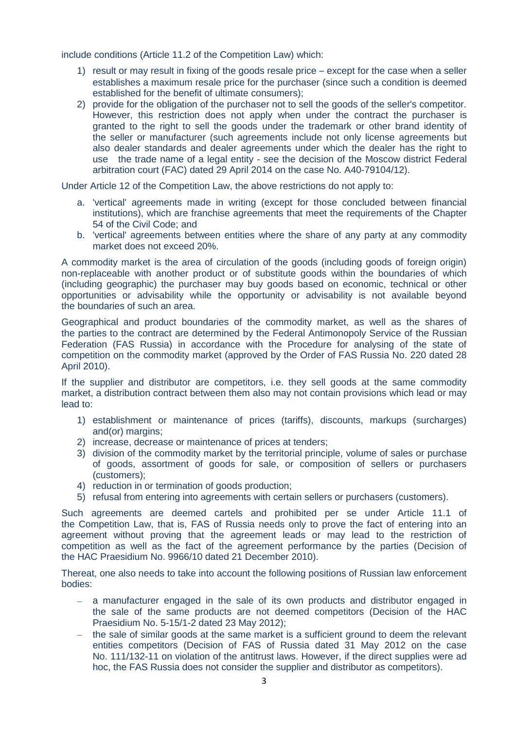include conditions (Article 11.2 of the Competition Law) which:

1) result or may result in fixing of the goods resale price – except for the case when a seller establishes a maximum resale price for the purchaser (since such a condition is deemed established for the benefit of ultimate consumers);
2) provide for the obligation of the purchaser not to sell the goods of the seller's competitor. However, this restriction does not apply when under the contract the purchaser is granted to the right to sell the goods under the trademark or other brand identity of the seller or manufacturer (such agreements include not only license agreements but also dealer standards and dealer agreements under which the dealer has the right to use the trade name of a legal entity - see the decision of the Moscow district Federal arbitration court (FAC) dated 29 April 2014 on the case No. A40-79104/12).

Under Article 12 of the Competition Law, the above restrictions do not apply to:

a. 'vertical' agreements made in writing (except for those concluded between financial institutions), which are franchise agreements that meet the requirements of the Chapter 54 of the Civil Code; and
b. 'vertical' agreements between entities where the share of any party at any commodity market does not exceed 20%.

A commodity market is the area of circulation of the goods (including goods of foreign origin) non-replaceable with another product or of substitute goods within the boundaries of which (including geographic) the purchaser may buy goods based on economic, technical or other opportunities or advisability while the opportunity or advisability is not available beyond the boundaries of such an area.

Geographical and product boundaries of the commodity market, as well as the shares of the parties to the contract are determined by the Federal Antimonopoly Service of the Russian Federation (FAS Russia) in accordance with the Procedure for analysing of the state of competition on the commodity market (approved by the Order of FAS Russia No. 220 dated 28 April 2010).

If the supplier and distributor are competitors, i.e. they sell goods at the same commodity market, a distribution contract between them also may not contain provisions which lead or may lead to:

1) establishment or maintenance of prices (tariffs), discounts, markups (surcharges) and(or) margins;
2) increase, decrease or maintenance of prices at tenders;
3) division of the commodity market by the territorial principle, volume of sales or purchase of goods, assortment of goods for sale, or composition of sellers or purchasers (customers);
4) reduction in or termination of goods production;
5) refusal from entering into agreements with certain sellers or purchasers (customers).

Such agreements are deemed cartels and prohibited per se under Article 11.1 of the Competition Law, that is, FAS of Russia needs only to prove the fact of entering into an agreement without proving that the agreement leads or may lead to the restriction of competition as well as the fact of the agreement performance by the parties (Decision of the HAC Praesidium No. 9966/10 dated 21 December 2010).

Thereat, one also needs to take into account the following positions of Russian law enforcement bodies:

- a manufacturer engaged in the sale of its own products and distributor engaged in the sale of the same products are not deemed competitors (Decision of the HAC Praesidium No. 5-15/1-2 dated 23 May 2012);
- the sale of similar goods at the same market is a sufficient ground to deem the relevant entities competitors (Decision of FAS of Russia dated 31 May 2012 on the case No. 111/132-11 on violation of the antitrust laws. However, if the direct supplies were ad hoc, the FAS Russia does not consider the supplier and distributor as competitors).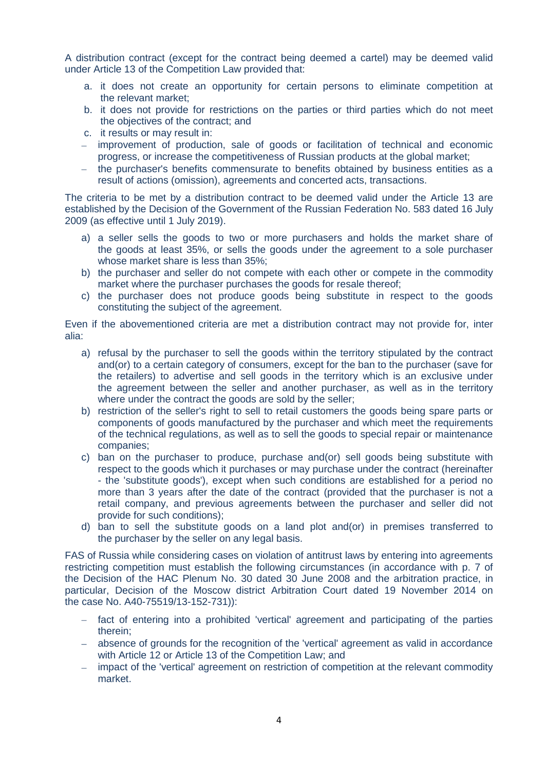A distribution contract (except for the contract being deemed a cartel) may be deemed valid under Article 13 of the Competition Law provided that:

a. it does not create an opportunity for certain persons to eliminate competition at the relevant market;
b. it does not provide for restrictions on the parties or third parties which do not meet the objectives of the contract; and
c. it results or may result in:

- improvement of production, sale of goods or facilitation of technical and economic progress, or increase the competitiveness of Russian products at the global market;
- the purchaser's benefits commensurate to benefits obtained by business entities as a result of actions (omission), agreements and concerted acts, transactions.

The criteria to be met by a distribution contract to be deemed valid under the Article 13 are established by the Decision of the Government of the Russian Federation No. 583 dated 16 July 2009 (as effective until 1 July 2019).

a) a seller sells the goods to two or more purchasers and holds the market share of the goods at least 35%, or sells the goods under the agreement to a sole purchaser whose market share is less than 35%;
b) the purchaser and seller do not compete with each other or compete in the commodity market where the purchaser purchases the goods for resale thereof;
c) the purchaser does not produce goods being substitute in respect to the goods constituting the subject of the agreement.

Even if the abovementioned criteria are met a distribution contract may not provide for, inter alia:

a) refusal by the purchaser to sell the goods within the territory stipulated by the contract and(or) to a certain category of consumers, except for the ban to the purchaser (save for the retailers) to advertise and sell goods in the territory which is an exclusive under the agreement between the seller and another purchaser, as well as in the territory where under the contract the goods are sold by the seller;
b) restriction of the seller's right to sell to retail customers the goods being spare parts or components of goods manufactured by the purchaser and which meet the requirements of the technical regulations, as well as to sell the goods to special repair or maintenance companies;
c) ban on the purchaser to produce, purchase and(or) sell goods being substitute with respect to the goods which it purchases or may purchase under the contract (hereinafter - the 'substitute goods'), except when such conditions are established for a period no more than 3 years after the date of the contract (provided that the purchaser is not a retail company, and previous agreements between the purchaser and seller did not provide for such conditions);
d) ban to sell the substitute goods on a land plot and(or) in premises transferred to the purchaser by the seller on any legal basis.

FAS of Russia while considering cases on violation of antitrust laws by entering into agreements restricting competition must establish the following circumstances (in accordance with p. 7 of the Decision of the HAC Plenum No. 30 dated 30 June 2008 and the arbitration practice, in particular, Decision of the Moscow district Arbitration Court dated 19 November 2014 on the case No. A40-75519/13-152-731)):

- fact of entering into a prohibited 'vertical' agreement and participating of the parties therein;
- absence of grounds for the recognition of the 'vertical' agreement as valid in accordance with Article 12 or Article 13 of the Competition Law; and
- impact of the 'vertical' agreement on restriction of competition at the relevant commodity market.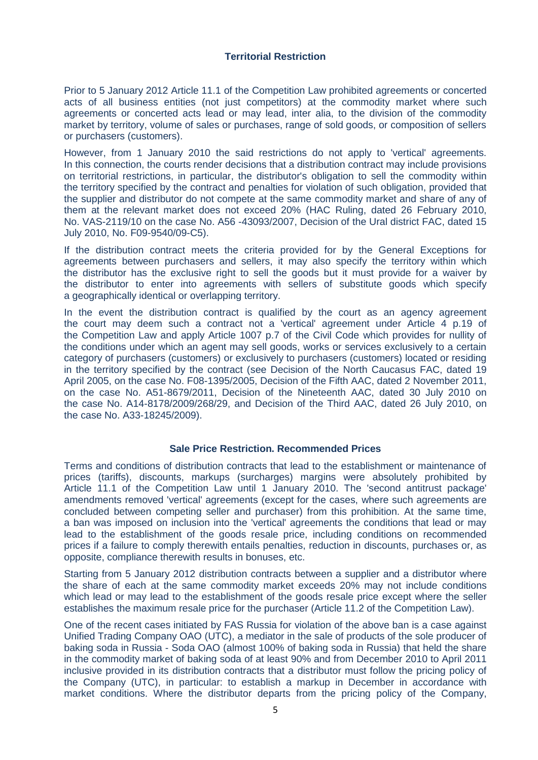### Territorial Restriction

Prior to 5 January 2012 Article 11.1 of the Competition Law prohibited agreements or concerted acts of all business entities (not just competitors) at the commodity market where such agreements or concerted acts lead or may lead, inter alia, to the division of the commodity market by territory, volume of sales or purchases, range of sold goods, or composition of sellers or purchasers (customers).

However, from 1 January 2010 the said restrictions do not apply to 'vertical' agreements. In this connection, the courts render decisions that a distribution contract may include provisions on territorial restrictions, in particular, the distributor's obligation to sell the commodity within the territory specified by the contract and penalties for violation of such obligation, provided that the supplier and distributor do not compete at the same commodity market and share of any of them at the relevant market does not exceed 20% (HAC Ruling, dated 26 February 2010, No. VAS-2119/10 on the case No. A56 -43093/2007, Decision of the Ural district FAC, dated 15 July 2010, No. F09-9540/09-C5).

If the distribution contract meets the criteria provided for by the General Exceptions for agreements between purchasers and sellers, it may also specify the territory within which the distributor has the exclusive right to sell the goods but it must provide for a waiver by the distributor to enter into agreements with sellers of substitute goods which specify a geographically identical or overlapping territory.

In the event the distribution contract is qualified by the court as an agency agreement the court may deem such a contract not a 'vertical' agreement under Article 4 p.19 of the Competition Law and apply Article 1007 p.7 of the Civil Code which provides for nullity of the conditions under which an agent may sell goods, works or services exclusively to a certain category of purchasers (customers) or exclusively to purchasers (customers) located or residing in the territory specified by the contract (see Decision of the North Caucasus FAC, dated 19 April 2005, on the case No. F08-1395/2005, Decision of the Fifth AAC, dated 2 November 2011, on the case No. A51-8679/2011, Decision of the Nineteenth AAC, dated 30 July 2010 on the case No. A14-8178/2009/268/29, and Decision of the Third AAC, dated 26 July 2010, on the case No. A33-18245/2009).

### Sale Price Restriction. Recommended Prices

Terms and conditions of distribution contracts that lead to the establishment or maintenance of prices (tariffs), discounts, markups (surcharges) margins were absolutely prohibited by Article 11.1 of the Competition Law until 1 January 2010. The 'second antitrust package' amendments removed 'vertical' agreements (except for the cases, where such agreements are concluded between competing seller and purchaser) from this prohibition. At the same time, a ban was imposed on inclusion into the 'vertical' agreements the conditions that lead or may lead to the establishment of the goods resale price, including conditions on recommended prices if a failure to comply therewith entails penalties, reduction in discounts, purchases or, as opposite, compliance therewith results in bonuses, etc.

Starting from 5 January 2012 distribution contracts between a supplier and a distributor where the share of each at the same commodity market exceeds 20% may not include conditions which lead or may lead to the establishment of the goods resale price except where the seller establishes the maximum resale price for the purchaser (Article 11.2 of the Competition Law).

One of the recent cases initiated by FAS Russia for violation of the above ban is a case against Unified Trading Company OAO (UTC), a mediator in the sale of products of the sole producer of baking soda in Russia - Soda OAO (almost 100% of baking soda in Russia) that held the share in the commodity market of baking soda of at least 90% and from December 2010 to April 2011 inclusive provided in its distribution contracts that a distributor must follow the pricing policy of the Company (UTC), in particular: to establish a markup in December in accordance with market conditions. Where the distributor departs from the pricing policy of the Company,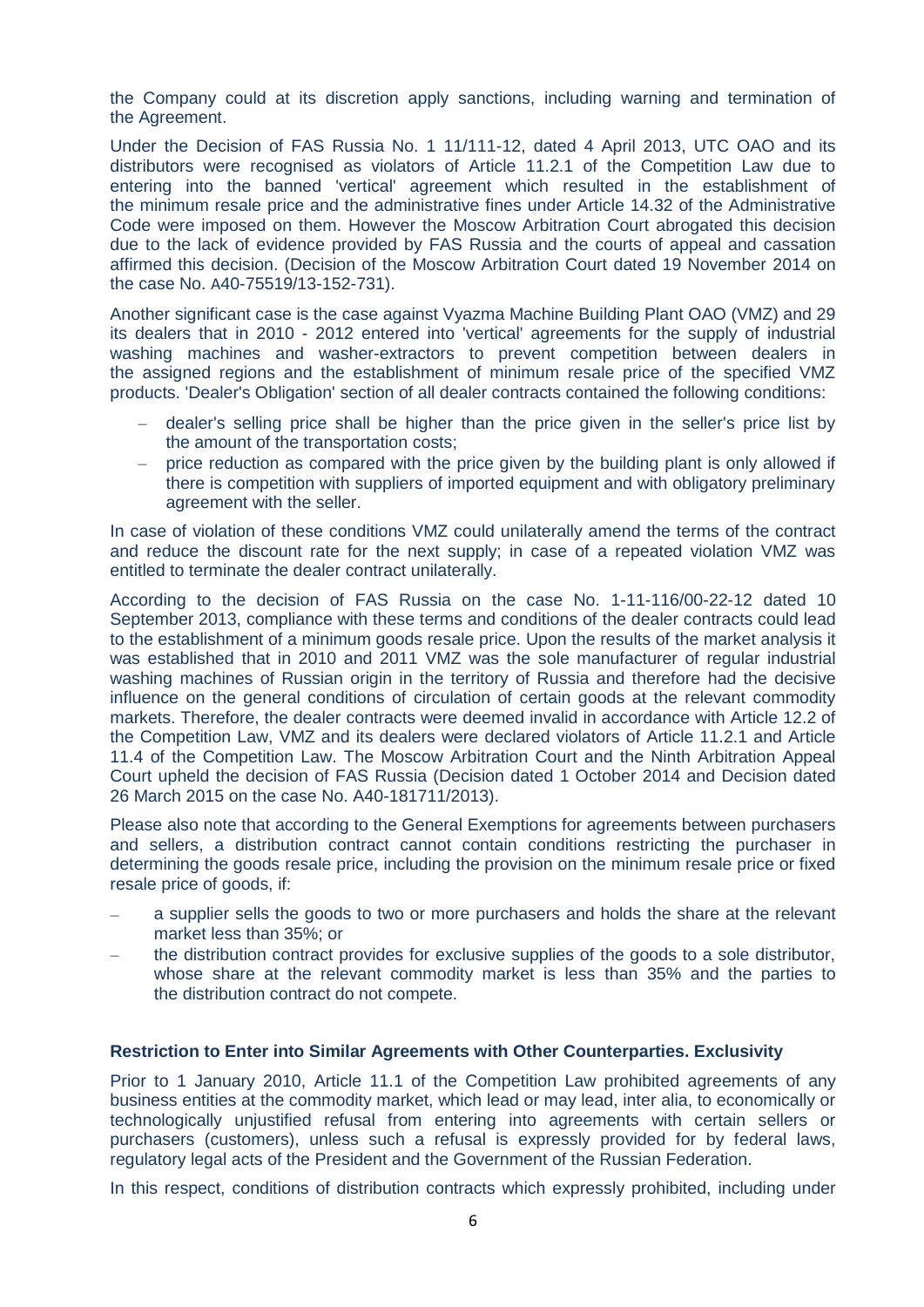the Company could at its discretion apply sanctions, including warning and termination of the Agreement.

Under the Decision of FAS Russia No. 1 11/111-12, dated 4 April 2013, UTC OAO and its distributors were recognised as violators of Article 11.2.1 of the Competition Law due to entering into the banned 'vertical' agreement which resulted in the establishment of the minimum resale price and the administrative fines under Article 14.32 of the Administrative Code were imposed on them. However the Moscow Arbitration Court abrogated this decision due to the lack of evidence provided by FAS Russia and the courts of appeal and cassation affirmed this decision. (Decision of the Moscow Arbitration Court dated 19 November 2014 on the case No. A40-75519/13-152-731).

Another significant case is the case against Vyazma Machine Building Plant OAO (VMZ) and 29 its dealers that in 2010 - 2012 entered into 'vertical' agreements for the supply of industrial washing machines and washer-extractors to prevent competition between dealers in the assigned regions and the establishment of minimum resale price of the specified VMZ products. 'Dealer's Obligation' section of all dealer contracts contained the following conditions:

- dealer's selling price shall be higher than the price given in the seller's price list by the amount of the transportation costs;
- price reduction as compared with the price given by the building plant is only allowed if there is competition with suppliers of imported equipment and with obligatory preliminary agreement with the seller.

In case of violation of these conditions VMZ could unilaterally amend the terms of the contract and reduce the discount rate for the next supply; in case of a repeated violation VMZ was entitled to terminate the dealer contract unilaterally.

According to the decision of FAS Russia on the case No. 1-11-116/00-22-12 dated 10 September 2013, compliance with these terms and conditions of the dealer contracts could lead to the establishment of a minimum goods resale price. Upon the results of the market analysis it was established that in 2010 and 2011 VMZ was the sole manufacturer of regular industrial washing machines of Russian origin in the territory of Russia and therefore had the decisive influence on the general conditions of circulation of certain goods at the relevant commodity markets. Therefore, the dealer contracts were deemed invalid in accordance with Article 12.2 of the Competition Law, VMZ and its dealers were declared violators of Article 11.2.1 and Article 11.4 of the Competition Law. The Moscow Arbitration Court and the Ninth Arbitration Appeal Court upheld the decision of FAS Russia (Decision dated 1 October 2014 and Decision dated 26 March 2015 on the case No. A40-181711/2013).

Please also note that according to the General Exemptions for agreements between purchasers and sellers, a distribution contract cannot contain conditions restricting the purchaser in determining the goods resale price, including the provision on the minimum resale price or fixed resale price of goods, if:

- a supplier sells the goods to two or more purchasers and holds the share at the relevant market less than 35%; or
- the distribution contract provides for exclusive supplies of the goods to a sole distributor, whose share at the relevant commodity market is less than 35% and the parties to the distribution contract do not compete.

**Restriction to Enter into Similar Agreements with Other Counterparties. Exclusivity**

Prior to 1 January 2010, Article 11.1 of the Competition Law prohibited agreements of any business entities at the commodity market, which lead or may lead, inter alia, to economically or technologically unjustified refusal from entering into agreements with certain sellers or purchasers (customers), unless such a refusal is expressly provided for by federal laws, regulatory legal acts of the President and the Government of the Russian Federation.

In this respect, conditions of distribution contracts which expressly prohibited, including under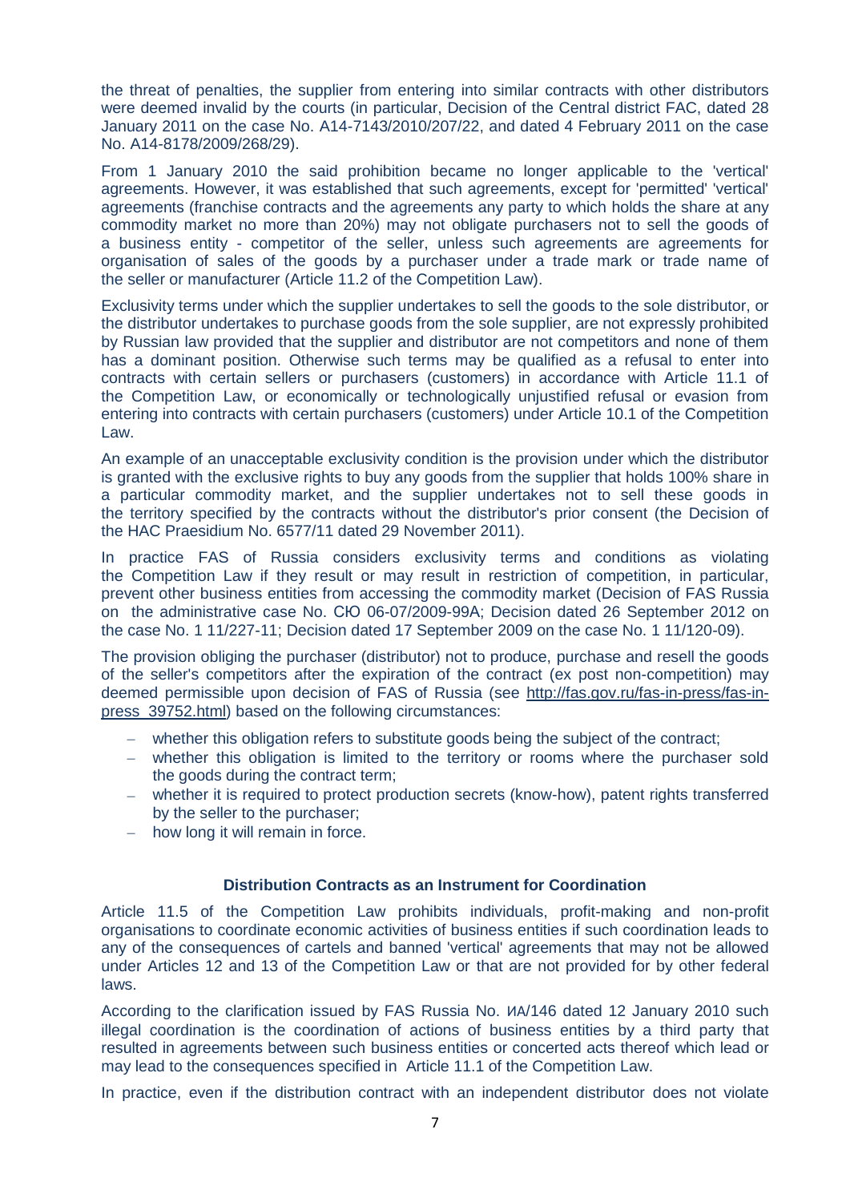the threat of penalties, the supplier from entering into similar contracts with other distributors were deemed invalid by the courts (in particular, Decision of the Central district FAC, dated 28 January 2011 on the case No. A14-7143/2010/207/22, and dated 4 February 2011 on the case No. A14-8178/2009/268/29).

From 1 January 2010 the said prohibition became no longer applicable to the 'vertical' agreements. However, it was established that such agreements, except for 'permitted' 'vertical' agreements (franchise contracts and the agreements any party to which holds the share at any commodity market no more than 20%) may not obligate purchasers not to sell the goods of a business entity - competitor of the seller, unless such agreements are agreements for organisation of sales of the goods by a purchaser under a trade mark or trade name of the seller or manufacturer (Article 11.2 of the Competition Law).

Exclusivity terms under which the supplier undertakes to sell the goods to the sole distributor, or the distributor undertakes to purchase goods from the sole supplier, are not expressly prohibited by Russian law provided that the supplier and distributor are not competitors and none of them has a dominant position. Otherwise such terms may be qualified as a refusal to enter into contracts with certain sellers or purchasers (customers) in accordance with Article 11.1 of the Competition Law, or economically or technologically unjustified refusal or evasion from entering into contracts with certain purchasers (customers) under Article 10.1 of the Competition Law.

An example of an unacceptable exclusivity condition is the provision under which the distributor is granted with the exclusive rights to buy any goods from the supplier that holds 100% share in a particular commodity market, and the supplier undertakes not to sell these goods in the territory specified by the contracts without the distributor's prior consent (the Decision of the HAC Praesidium No. 6577/11 dated 29 November 2011).

In practice FAS of Russia considers exclusivity terms and conditions as violating the Competition Law if they result or may result in restriction of competition, in particular, prevent other business entities from accessing the commodity market (Decision of FAS Russia on the administrative case No. СЮ 06-07/2009-99А; Decision dated 26 September 2012 on the case No. 1 11/227-11; Decision dated 17 September 2009 on the case No. 1 11/120-09).

The provision obliging the purchaser (distributor) not to produce, purchase and resell the goods of the seller's competitors after the expiration of the contract (ex post non-competition) may deemed permissible upon decision of FAS of Russia (see http://fas.gov.ru/fas-in-press/fas-in-press_39752.html) based on the following circumstances:

- whether this obligation refers to substitute goods being the subject of the contract;
- whether this obligation is limited to the territory or rooms where the purchaser sold the goods during the contract term;
- whether it is required to protect production secrets (know-how), patent rights transferred by the seller to the purchaser;
- how long it will remain in force.

### Distribution Contracts as an Instrument for Coordination

Article 11.5 of the Competition Law prohibits individuals, profit-making and non-profit organisations to coordinate economic activities of business entities if such coordination leads to any of the consequences of cartels and banned 'vertical' agreements that may not be allowed under Articles 12 and 13 of the Competition Law or that are not provided for by other federal laws.

According to the clarification issued by FAS Russia No. ИА/146 dated 12 January 2010 such illegal coordination is the coordination of actions of business entities by a third party that resulted in agreements between such business entities or concerted acts thereof which lead or may lead to the consequences specified in Article 11.1 of the Competition Law.

In practice, even if the distribution contract with an independent distributor does not violate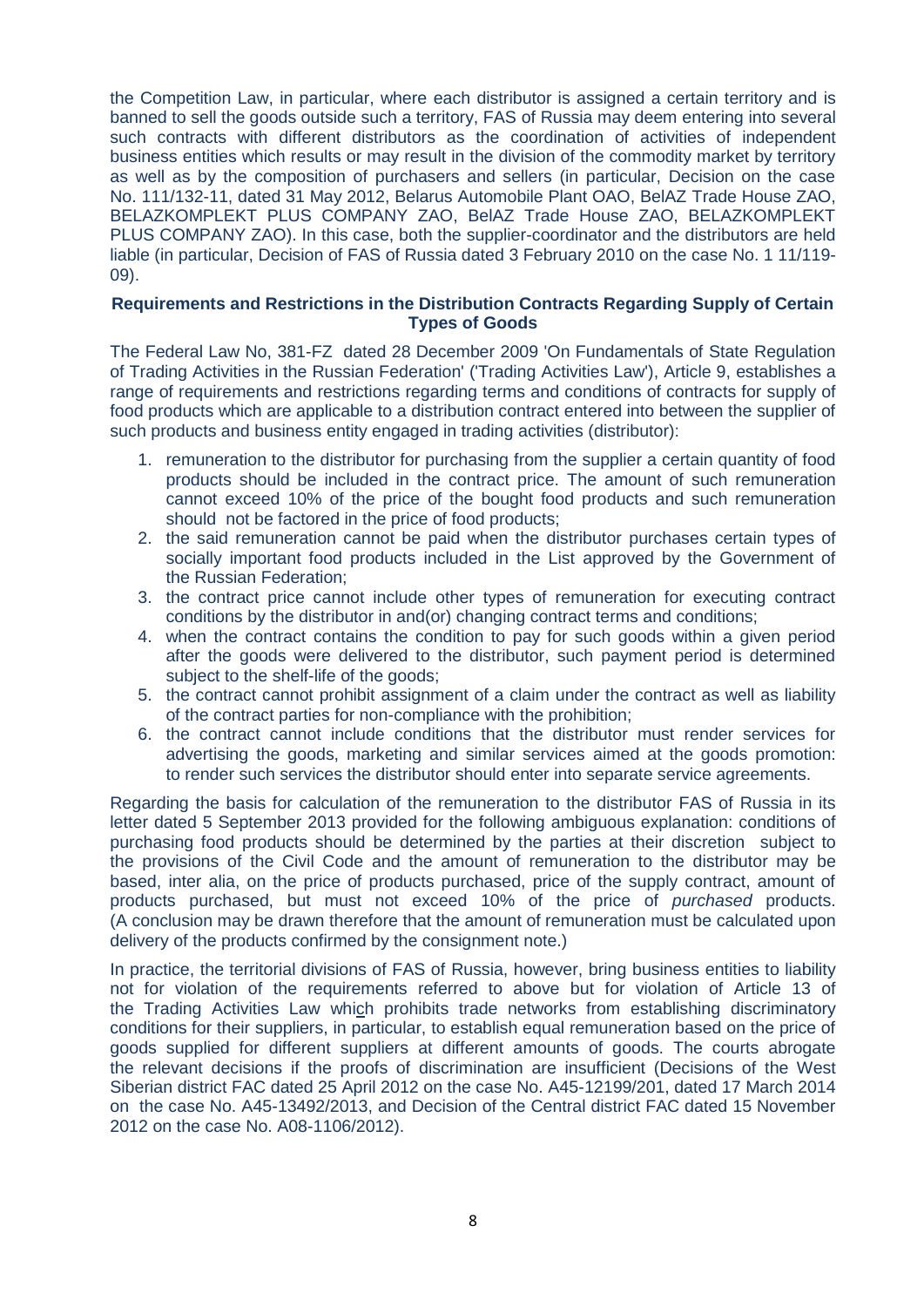the Competition Law, in particular, where each distributor is assigned a certain territory and is banned to sell the goods outside such a territory, FAS of Russia may deem entering into several such contracts with different distributors as the coordination of activities of independent business entities which results or may result in the division of the commodity market by territory as well as by the composition of purchasers and sellers (in particular, Decision on the case No. 111/132-11, dated 31 May 2012, Belarus Automobile Plant OAO, BelAZ Trade House ZAO, BELAZKOMPLEKT PLUS COMPANY ZAO, BelAZ Trade House ZAO, BELAZKOMPLEKT PLUS COMPANY ZAO). In this case, both the supplier-coordinator and the distributors are held liable (in particular, Decision of FAS of Russia dated 3 February 2010 on the case No. 1 11/119-09).

**Requirements and Restrictions in the Distribution Contracts Regarding Supply of Certain Types of Goods**

The Federal Law No, 381-FZ dated 28 December 2009 'On Fundamentals of State Regulation of Trading Activities in the Russian Federation' ('Trading Activities Law'), Article 9, establishes a range of requirements and restrictions regarding terms and conditions of contracts for supply of food products which are applicable to a distribution contract entered into between the supplier of such products and business entity engaged in trading activities (distributor):

1. remuneration to the distributor for purchasing from the supplier a certain quantity of food products should be included in the contract price. The amount of such remuneration cannot exceed 10% of the price of the bought food products and such remuneration should not be factored in the price of food products;
2. the said remuneration cannot be paid when the distributor purchases certain types of socially important food products included in the List approved by the Government of the Russian Federation;
3. the contract price cannot include other types of remuneration for executing contract conditions by the distributor in and(or) changing contract terms and conditions;
4. when the contract contains the condition to pay for such goods within a given period after the goods were delivered to the distributor, such payment period is determined subject to the shelf-life of the goods;
5. the contract cannot prohibit assignment of a claim under the contract as well as liability of the contract parties for non-compliance with the prohibition;
6. the contract cannot include conditions that the distributor must render services for advertising the goods, marketing and similar services aimed at the goods promotion: to render such services the distributor should enter into separate service agreements.

Regarding the basis for calculation of the remuneration to the distributor FAS of Russia in its letter dated 5 September 2013 provided for the following ambiguous explanation: conditions of purchasing food products should be determined by the parties at their discretion subject to the provisions of the Civil Code and the amount of remuneration to the distributor may be based, inter alia, on the price of products purchased, price of the supply contract, amount of products purchased, but must not exceed 10% of the price of *purchased* products. (A conclusion may be drawn therefore that the amount of remuneration must be calculated upon delivery of the products confirmed by the consignment note.)

In practice, the territorial divisions of FAS of Russia, however, bring business entities to liability not for violation of the requirements referred to above but for violation of Article 13 of the Trading Activities Law which prohibits trade networks from establishing discriminatory conditions for their suppliers, in particular, to establish equal remuneration based on the price of goods supplied for different suppliers at different amounts of goods. The courts abrogate the relevant decisions if the proofs of discrimination are insufficient (Decisions of the West Siberian district FAC dated 25 April 2012 on the case No. A45-12199/201, dated 17 March 2014 on the case No. A45-13492/2013, and Decision of the Central district FAC dated 15 November 2012 on the case No. A08-1106/2012).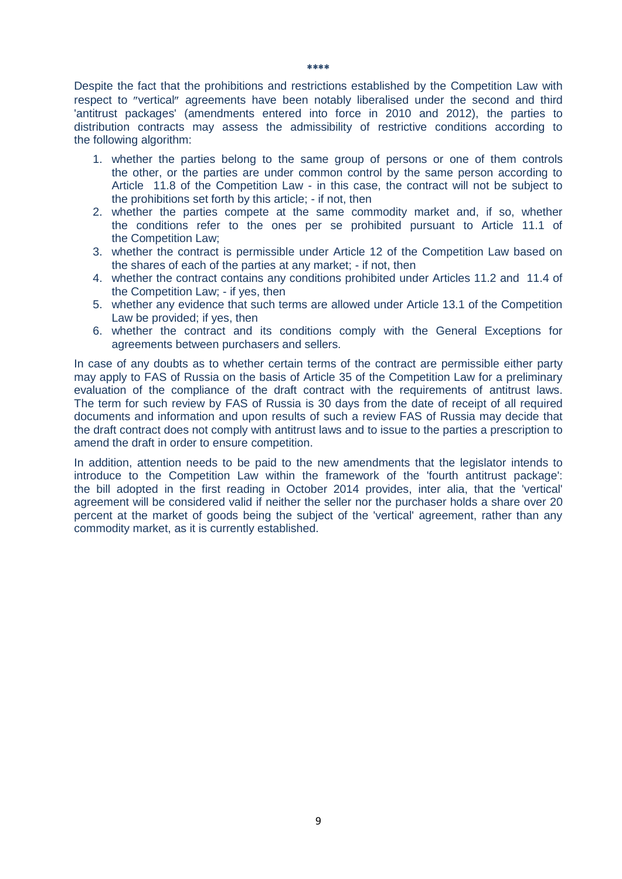****

Despite the fact that the prohibitions and restrictions established by the Competition Law with respect to ″vertical″ agreements have been notably liberalised under the second and third 'antitrust packages' (amendments entered into force in 2010 and 2012), the parties to distribution contracts may assess the admissibility of restrictive conditions according to the following algorithm:

1. whether the parties belong to the same group of persons or one of them controls the other, or the parties are under common control by the same person according to Article 11.8 of the Competition Law - in this case, the contract will not be subject to the prohibitions set forth by this article; - if not, then
2. whether the parties compete at the same commodity market and, if so, whether the conditions refer to the ones per se prohibited pursuant to Article 11.1 of the Competition Law;
3. whether the contract is permissible under Article 12 of the Competition Law based on the shares of each of the parties at any market; - if not, then
4. whether the contract contains any conditions prohibited under Articles 11.2 and 11.4 of the Competition Law; - if yes, then
5. whether any evidence that such terms are allowed under Article 13.1 of the Competition Law be provided; if yes, then
6. whether the contract and its conditions comply with the General Exceptions for agreements between purchasers and sellers.

In case of any doubts as to whether certain terms of the contract are permissible either party may apply to FAS of Russia on the basis of Article 35 of the Competition Law for a preliminary evaluation of the compliance of the draft contract with the requirements of antitrust laws. The term for such review by FAS of Russia is 30 days from the date of receipt of all required documents and information and upon results of such a review FAS of Russia may decide that the draft contract does not comply with antitrust laws and to issue to the parties a prescription to amend the draft in order to ensure competition.

In addition, attention needs to be paid to the new amendments that the legislator intends to introduce to the Competition Law within the framework of the 'fourth antitrust package': the bill adopted in the first reading in October 2014 provides, inter alia, that the 'vertical' agreement will be considered valid if neither the seller nor the purchaser holds a share over 20 percent at the market of goods being the subject of the 'vertical' agreement, rather than any commodity market, as it is currently established.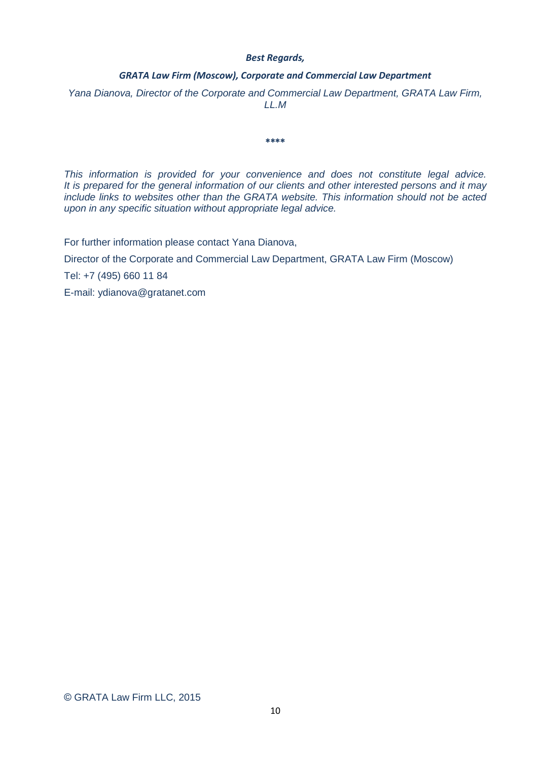***Best Regards,***

***GRATA Law Firm (Moscow), Corporate and Commercial Law Department***

*Yana Dianova, Director of the Corporate and Commercial Law Department, GRATA Law Firm, LL.M*

\*\*\*\*

*This information is provided for your convenience and does not constitute legal advice. It is prepared for the general information of our clients and other interested persons and it may include links to websites other than the GRATA website. This information should not be acted upon in any specific situation without appropriate legal advice.*

For further information please contact Yana Dianova,

Director of the Corporate and Commercial Law Department, GRATA Law Firm (Moscow)

Tel: +7 (495) 660 11 84

E-mail: ydianova@gratanet.com

© GRATA Law Firm LLC, 2015